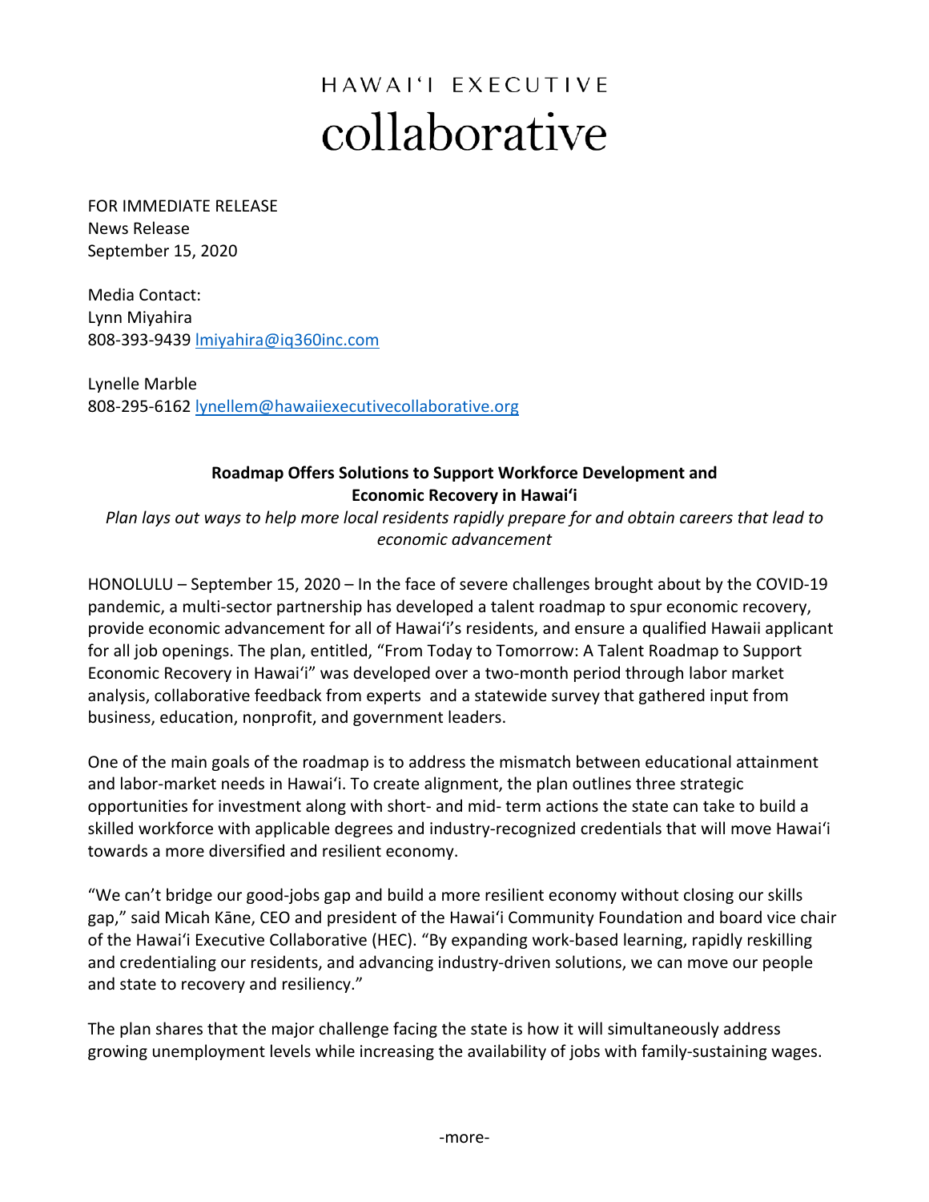HAWAIʻI EXECUTIVE
collaborative

FOR IMMEDIATE RELEASE
News Release
September 15, 2020

Media Contact:
Lynn Miyahira
808-393-9439 lmiyahira@iq360inc.com

Lynelle Marble
808-295-6162 lynellem@hawaiiexecutivecollaborative.org

**Roadmap Offers Solutions to Support Workforce Development and Economic Recovery in Hawaiʻi**

*Plan lays out ways to help more local residents rapidly prepare for and obtain careers that lead to economic advancement*

HONOLULU – September 15, 2020 – In the face of severe challenges brought about by the COVID-19 pandemic, a multi-sector partnership has developed a talent roadmap to spur economic recovery, provide economic advancement for all of Hawaiʻi's residents, and ensure a qualified Hawaii applicant for all job openings. The plan, entitled, "From Today to Tomorrow: A Talent Roadmap to Support Economic Recovery in Hawaiʻi" was developed over a two-month period through labor market analysis, collaborative feedback from experts and a statewide survey that gathered input from business, education, nonprofit, and government leaders.

One of the main goals of the roadmap is to address the mismatch between educational attainment and labor-market needs in Hawaiʻi. To create alignment, the plan outlines three strategic opportunities for investment along with short- and mid- term actions the state can take to build a skilled workforce with applicable degrees and industry-recognized credentials that will move Hawaiʻi towards a more diversified and resilient economy.

"We can't bridge our good-jobs gap and build a more resilient economy without closing our skills gap," said Micah Kāne, CEO and president of the Hawaiʻi Community Foundation and board vice chair of the Hawaiʻi Executive Collaborative (HEC). "By expanding work-based learning, rapidly reskilling and credentialing our residents, and advancing industry-driven solutions, we can move our people and state to recovery and resiliency."

The plan shares that the major challenge facing the state is how it will simultaneously address growing unemployment levels while increasing the availability of jobs with family-sustaining wages.

-more-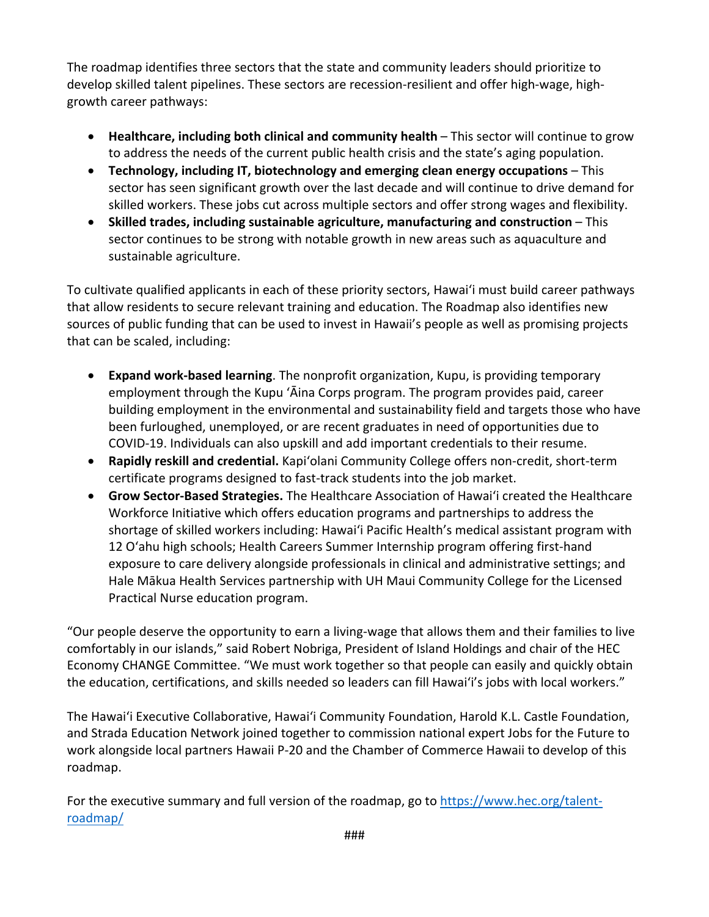The roadmap identifies three sectors that the state and community leaders should prioritize to develop skilled talent pipelines. These sectors are recession-resilient and offer high-wage, high-growth career pathways:

- **Healthcare, including both clinical and community health** – This sector will continue to grow to address the needs of the current public health crisis and the state's aging population.
- **Technology, including IT, biotechnology and emerging clean energy occupations** – This sector has seen significant growth over the last decade and will continue to drive demand for skilled workers. These jobs cut across multiple sectors and offer strong wages and flexibility.
- **Skilled trades, including sustainable agriculture, manufacturing and construction** – This sector continues to be strong with notable growth in new areas such as aquaculture and sustainable agriculture.

To cultivate qualified applicants in each of these priority sectors, Hawaiʻi must build career pathways that allow residents to secure relevant training and education. The Roadmap also identifies new sources of public funding that can be used to invest in Hawaii's people as well as promising projects that can be scaled, including:

- **Expand work-based learning**. The nonprofit organization, Kupu, is providing temporary employment through the Kupu ʻĀina Corps program. The program provides paid, career building employment in the environmental and sustainability field and targets those who have been furloughed, unemployed, or are recent graduates in need of opportunities due to COVID-19. Individuals can also upskill and add important credentials to their resume.
- **Rapidly reskill and credential.** Kapiʻolani Community College offers non-credit, short-term certificate programs designed to fast-track students into the job market.
- **Grow Sector-Based Strategies.** The Healthcare Association of Hawaiʻi created the Healthcare Workforce Initiative which offers education programs and partnerships to address the shortage of skilled workers including: Hawaiʻi Pacific Health's medical assistant program with 12 Oʻahu high schools; Health Careers Summer Internship program offering first-hand exposure to care delivery alongside professionals in clinical and administrative settings; and Hale Mākua Health Services partnership with UH Maui Community College for the Licensed Practical Nurse education program.

"Our people deserve the opportunity to earn a living-wage that allows them and their families to live comfortably in our islands," said Robert Nobriga, President of Island Holdings and chair of the HEC Economy CHANGE Committee. "We must work together so that people can easily and quickly obtain the education, certifications, and skills needed so leaders can fill Hawaiʻi's jobs with local workers."

The Hawaiʻi Executive Collaborative, Hawaiʻi Community Foundation, Harold K.L. Castle Foundation, and Strada Education Network joined together to commission national expert Jobs for the Future to work alongside local partners Hawaii P-20 and the Chamber of Commerce Hawaii to develop this roadmap.

For the executive summary and full version of the roadmap, go to https://www.hec.org/talent-roadmap/

###